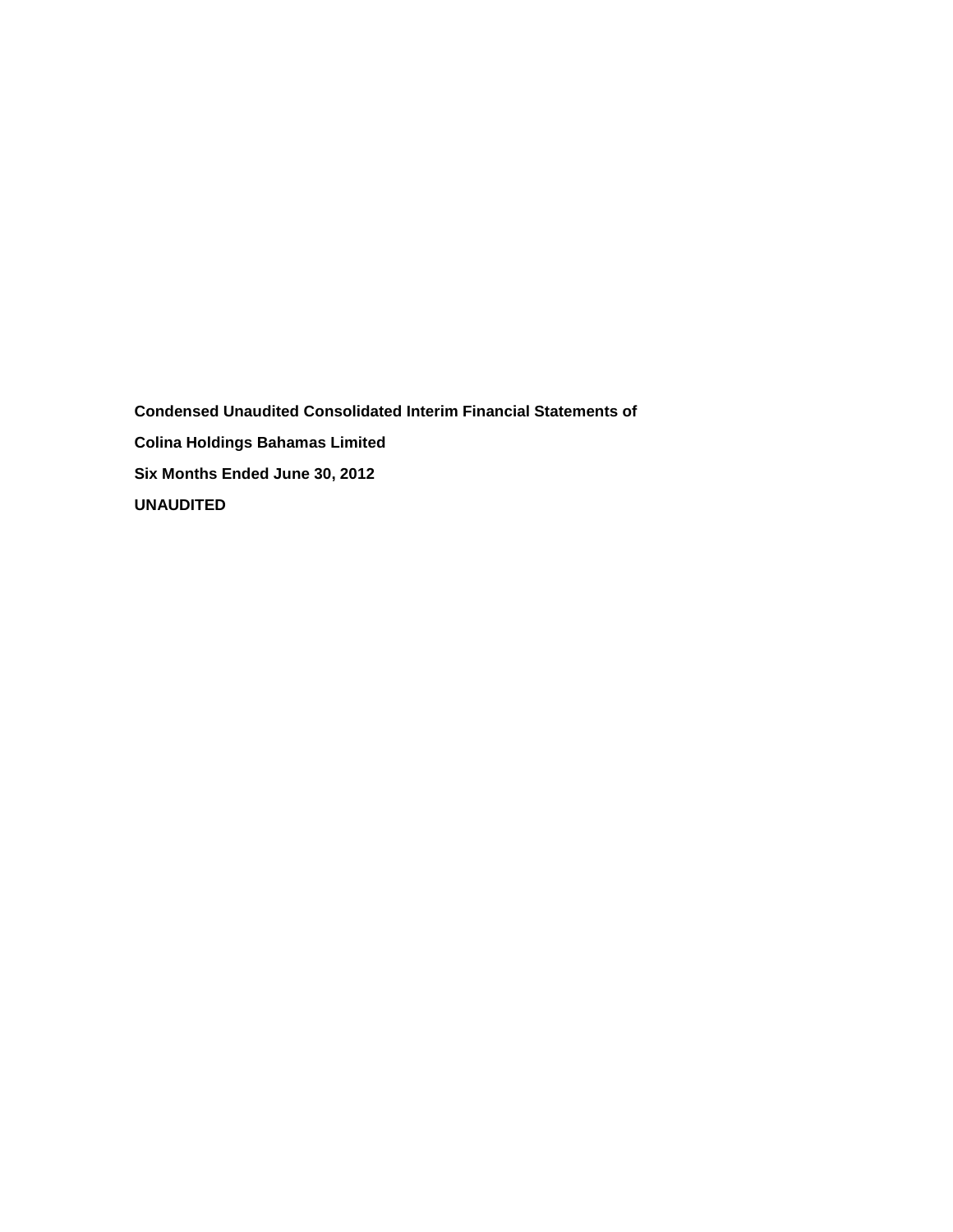**Condensed Unaudited Consolidated Interim Financial Statements of**

**Colina Holdings Bahamas Limited**

**Six Months Ended June 30, 2012**

**UNAUDITED**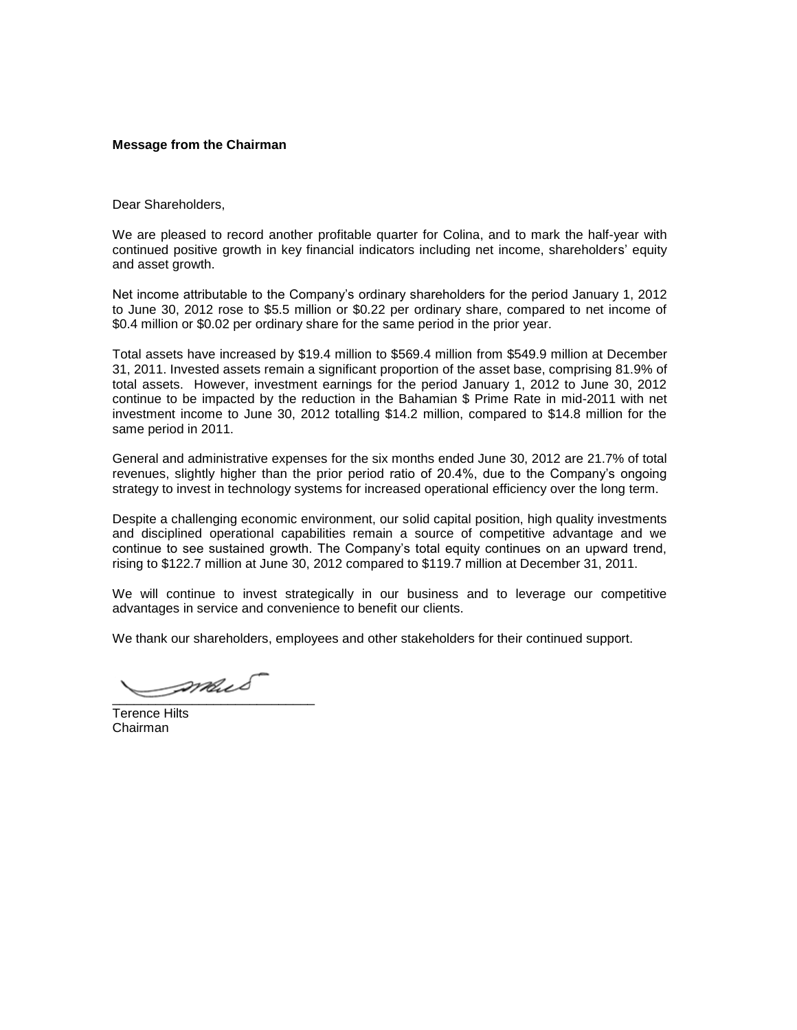**Message from the Chairman**

Dear Shareholders,

We are pleased to record another profitable quarter for Colina, and to mark the half-year with continued positive growth in key financial indicators including net income, shareholders' equity and asset growth.

Net income attributable to the Company's ordinary shareholders for the period January 1, 2012 to June 30, 2012 rose to $5.5 million or $0.22 per ordinary share, compared to net income of $0.4 million or $0.02 per ordinary share for the same period in the prior year.

Total assets have increased by $19.4 million to $569.4 million from $549.9 million at December 31, 2011. Invested assets remain a significant proportion of the asset base, comprising 81.9% of total assets. However, investment earnings for the period January 1, 2012 to June 30, 2012 continue to be impacted by the reduction in the Bahamian $ Prime Rate in mid-2011 with net investment income to June 30, 2012 totalling $14.2 million, compared to $14.8 million for the same period in 2011.

General and administrative expenses for the six months ended June 30, 2012 are 21.7% of total revenues, slightly higher than the prior period ratio of 20.4%, due to the Company's ongoing strategy to invest in technology systems for increased operational efficiency over the long term.

Despite a challenging economic environment, our solid capital position, high quality investments and disciplined operational capabilities remain a source of competitive advantage and we continue to see sustained growth. The Company's total equity continues on an upward trend, rising to $122.7 million at June 30, 2012 compared to $119.7 million at December 31, 2011.

We will continue to invest strategically in our business and to leverage our competitive advantages in service and convenience to benefit our clients.

We thank our shareholders, employees and other stakeholders for their continued support.

\_\_\_\_\_\_\_\_\_\_\_\_\_\_\_\_\_\_\_\_\_\_\_\_\_\_

Terence Hilts
Chairman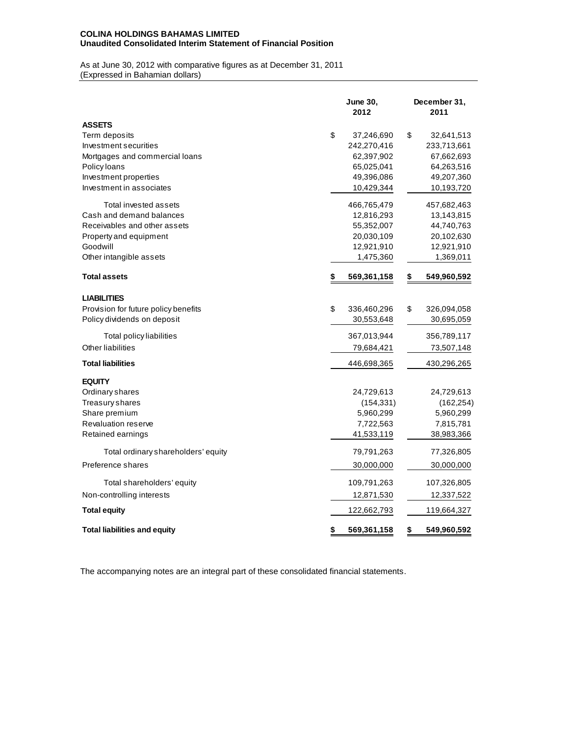**COLINA HOLDINGS BAHAMAS LIMITED**
**Unaudited Consolidated Interim Statement of Financial Position**

As at June 30, 2012 with comparative figures as at December 31, 2011
(Expressed in Bahamian dollars)

| | June 30, 2012 | December 31, 2011 |
|---|---|---|
| **ASSETS** | | |
| Term deposits | $ 37,246,690 | $ 32,641,513 |
| Investment securities | 242,270,416 | 233,713,661 |
| Mortgages and commercial loans | 62,397,902 | 67,662,693 |
| Policy loans | 65,025,041 | 64,263,516 |
| Investment properties | 49,396,086 | 49,207,360 |
| Investment in associates | 10,429,344 | 10,193,720 |
| Total invested assets | 466,765,479 | 457,682,463 |
| Cash and demand balances | 12,816,293 | 13,143,815 |
| Receivables and other assets | 55,352,007 | 44,740,763 |
| Property and equipment | 20,030,109 | 20,102,630 |
| Goodwill | 12,921,910 | 12,921,910 |
| Other intangible assets | 1,475,360 | 1,369,011 |
| **Total assets** | **$ 569,361,158** | **$ 549,960,592** |
| **LIABILITIES** | | |
| Provision for future policy benefits | $ 336,460,296 | $ 326,094,058 |
| Policy dividends on deposit | 30,553,648 | 30,695,059 |
| Total policy liabilities | 367,013,944 | 356,789,117 |
| Other liabilities | 79,684,421 | 73,507,148 |
| **Total liabilities** | 446,698,365 | 430,296,265 |
| **EQUITY** | | |
| Ordinary shares | 24,729,613 | 24,729,613 |
| Treasury shares | (154,331) | (162,254) |
| Share premium | 5,960,299 | 5,960,299 |
| Revaluation reserve | 7,722,563 | 7,815,781 |
| Retained earnings | 41,533,119 | 38,983,366 |
| Total ordinary shareholders' equity | 79,791,263 | 77,326,805 |
| Preference shares | 30,000,000 | 30,000,000 |
| Total shareholders' equity | 109,791,263 | 107,326,805 |
| Non-controlling interests | 12,871,530 | 12,337,522 |
| **Total equity** | 122,662,793 | 119,664,327 |
| **Total liabilities and equity** | **$ 569,361,158** | **$ 549,960,592** |

The accompanying notes are an integral part of these consolidated financial statements.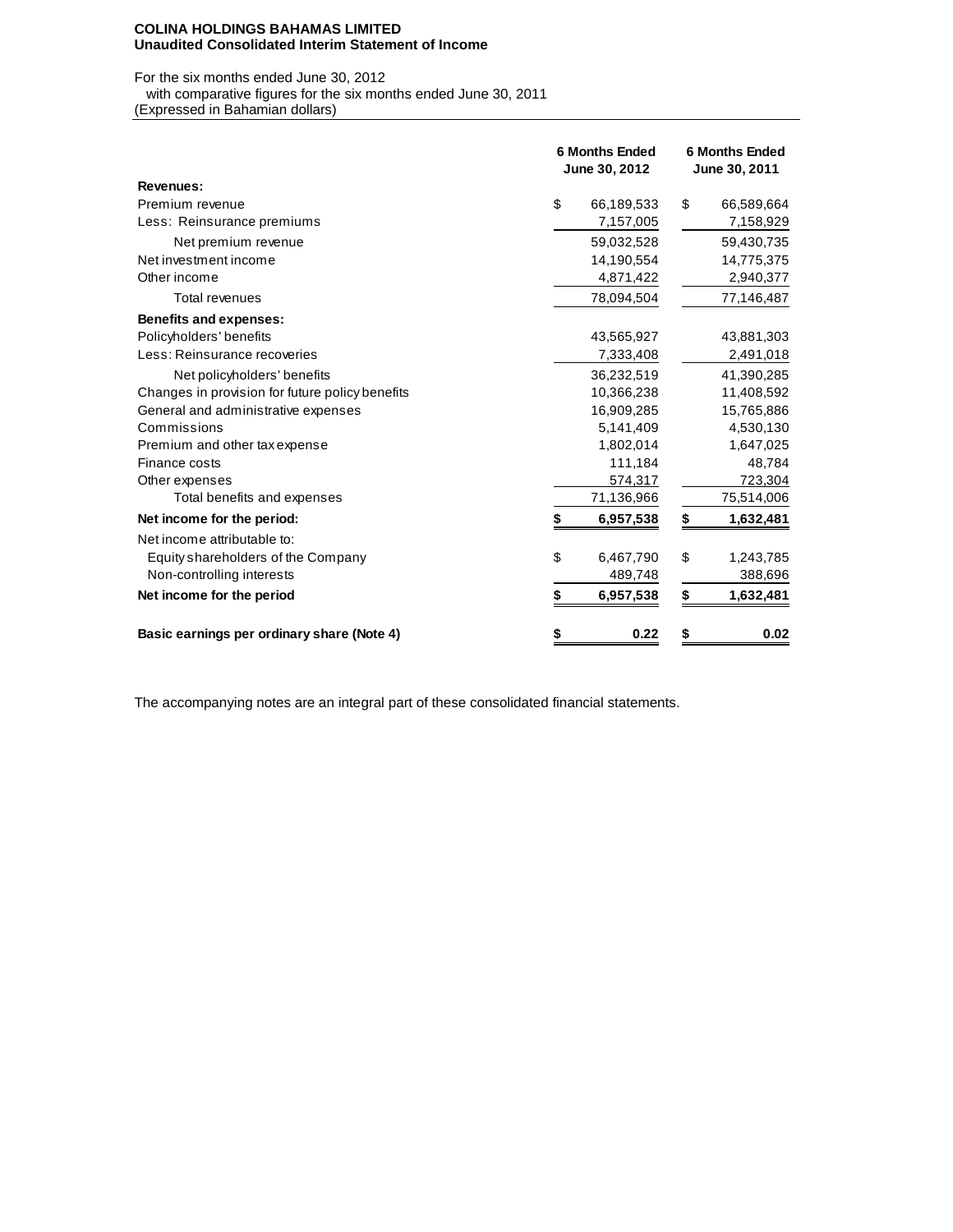**COLINA HOLDINGS BAHAMAS LIMITED**
**Unaudited Consolidated Interim Statement of Income**

For the six months ended June 30, 2012
with comparative figures for the six months ended June 30, 2011
(Expressed in Bahamian dollars)

| | 6 Months Ended June 30, 2012 | 6 Months Ended June 30, 2011 |
|---|---|---|
| **Revenues:** | | |
| Premium revenue | $ 66,189,533 | $ 66,589,664 |
| Less: Reinsurance premiums | 7,157,005 | 7,158,929 |
| Net premium revenue | 59,032,528 | 59,430,735 |
| Net investment income | 14,190,554 | 14,775,375 |
| Other income | 4,871,422 | 2,940,377 |
| Total revenues | 78,094,504 | 77,146,487 |
| **Benefits and expenses:** | | |
| Policyholders' benefits | 43,565,927 | 43,881,303 |
| Less: Reinsurance recoveries | 7,333,408 | 2,491,018 |
| Net policyholders' benefits | 36,232,519 | 41,390,285 |
| Changes in provision for future policy benefits | 10,366,238 | 11,408,592 |
| General and administrative expenses | 16,909,285 | 15,765,886 |
| Commissions | 5,141,409 | 4,530,130 |
| Premium and other tax expense | 1,802,014 | 1,647,025 |
| Finance costs | 111,184 | 48,784 |
| Other expenses | 574,317 | 723,304 |
| Total benefits and expenses | 71,136,966 | 75,514,006 |
| **Net income for the period:** | **$ 6,957,538** | **$ 1,632,481** |
| Net income attributable to: | | |
| Equity shareholders of the Company | $ 6,467,790 | $ 1,243,785 |
| Non-controlling interests | 489,748 | 388,696 |
| **Net income for the period** | **$ 6,957,538** | **$ 1,632,481** |
| **Basic earnings per ordinary share (Note 4)** | **$ 0.22** | **$ 0.02** |

The accompanying notes are an integral part of these consolidated financial statements.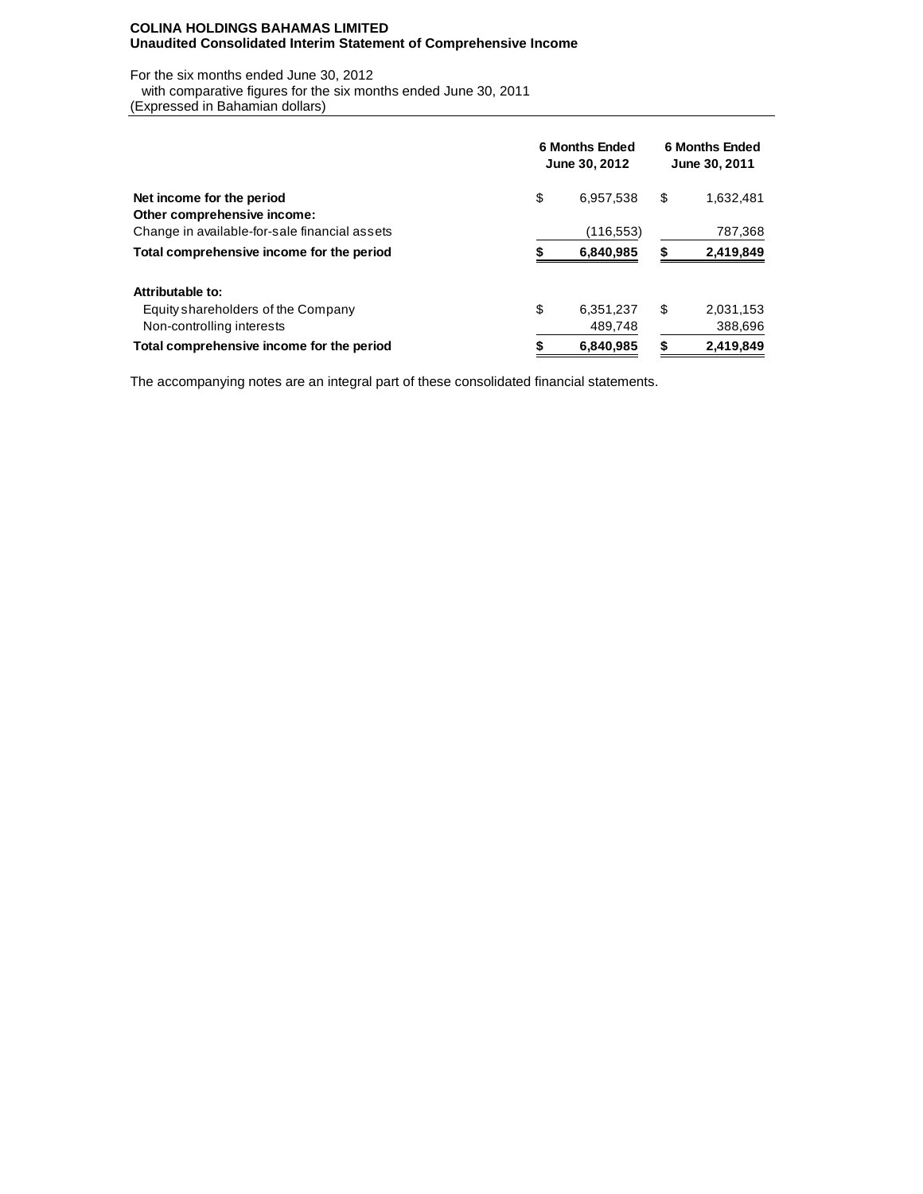**COLINA HOLDINGS BAHAMAS LIMITED**
**Unaudited Consolidated Interim Statement of Comprehensive Income**

For the six months ended June 30, 2012
with comparative figures for the six months ended June 30, 2011
(Expressed in Bahamian dollars)

| | 6 Months Ended June 30, 2012 | 6 Months Ended June 30, 2011 |
|---|---|---|
| **Net income for the period** | $ 6,957,538 | $ 1,632,481 |
| **Other comprehensive income:** | | |
| Change in available-for-sale financial assets | (116,553) | 787,368 |
| **Total comprehensive income for the period** | **$ 6,840,985** | **$ 2,419,849** |
| | | |
| **Attributable to:** | | |
| Equity shareholders of the Company | $ 6,351,237 | $ 2,031,153 |
| Non-controlling interests | 489,748 | 388,696 |
| **Total comprehensive income for the period** | **$ 6,840,985** | **$ 2,419,849** |

The accompanying notes are an integral part of these consolidated financial statements.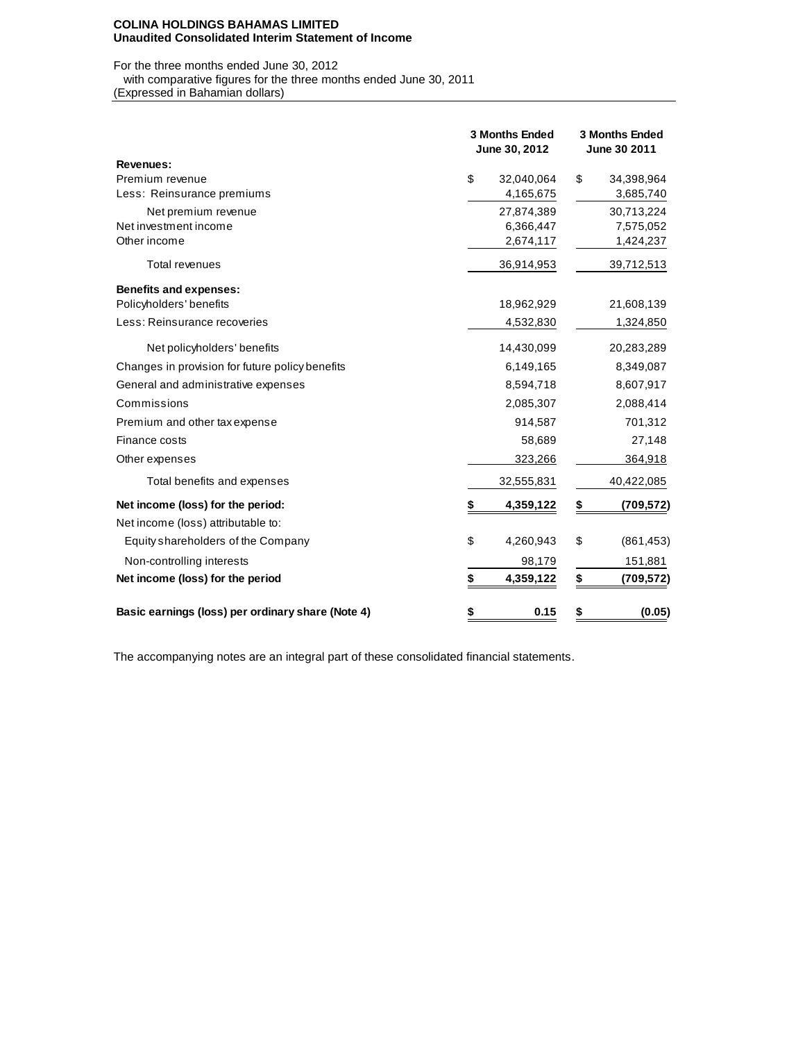**COLINA HOLDINGS BAHAMAS LIMITED**
**Unaudited Consolidated Interim Statement of Income**

For the three months ended June 30, 2012
with comparative figures for the three months ended June 30, 2011
(Expressed in Bahamian dollars)

| | 3 Months Ended June 30, 2012 | 3 Months Ended June 30 2011 |
|---|---|---|
| **Revenues:** | | |
| Premium revenue | $ 32,040,064 | $ 34,398,964 |
| Less: Reinsurance premiums | 4,165,675 | 3,685,740 |
| Net premium revenue | 27,874,389 | 30,713,224 |
| Net investment income | 6,366,447 | 7,575,052 |
| Other income | 2,674,117 | 1,424,237 |
| Total revenues | 36,914,953 | 39,712,513 |
| **Benefits and expenses:** | | |
| Policyholders' benefits | 18,962,929 | 21,608,139 |
| Less: Reinsurance recoveries | 4,532,830 | 1,324,850 |
| Net policyholders' benefits | 14,430,099 | 20,283,289 |
| Changes in provision for future policy benefits | 6,149,165 | 8,349,087 |
| General and administrative expenses | 8,594,718 | 8,607,917 |
| Commissions | 2,085,307 | 2,088,414 |
| Premium and other tax expense | 914,587 | 701,312 |
| Finance costs | 58,689 | 27,148 |
| Other expenses | 323,266 | 364,918 |
| Total benefits and expenses | 32,555,831 | 40,422,085 |
| **Net income (loss) for the period:** | **$ 4,359,122** | **$ (709,572)** |
| Net income (loss) attributable to: | | |
| Equity shareholders of the Company | $ 4,260,943 | $ (861,453) |
| Non-controlling interests | 98,179 | 151,881 |
| **Net income (loss) for the period** | **$ 4,359,122** | **$ (709,572)** |
| **Basic earnings (loss) per ordinary share (Note 4)** | **$ 0.15** | **$ (0.05)** |

The accompanying notes are an integral part of these consolidated financial statements.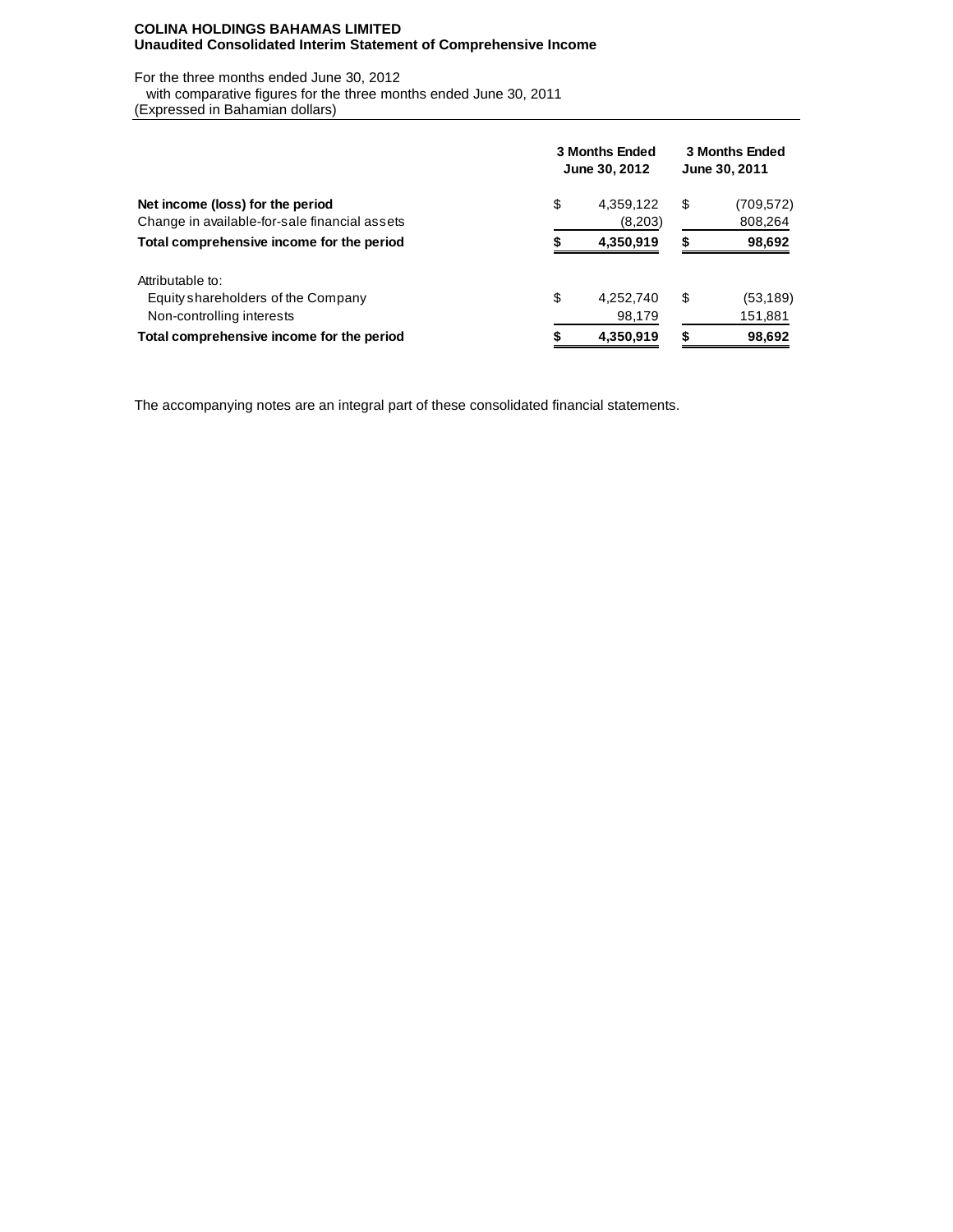**COLINA HOLDINGS BAHAMAS LIMITED**
**Unaudited Consolidated Interim Statement of Comprehensive Income**

For the three months ended June 30, 2012
with comparative figures for the three months ended June 30, 2011
(Expressed in Bahamian dollars)

| | 3 Months Ended June 30, 2012 | 3 Months Ended June 30, 2011 |
|---|---|---|
| **Net income (loss) for the period** | $ 4,359,122 | $ (709,572) |
| Change in available-for-sale financial assets | (8,203) | 808,264 |
| **Total comprehensive income for the period** | **$ 4,350,919** | **$ 98,692** |
| | | |
| Attributable to: | | |
| Equity shareholders of the Company | $ 4,252,740 | $ (53,189) |
| Non-controlling interests | 98,179 | 151,881 |
| **Total comprehensive income for the period** | **$ 4,350,919** | **$ 98,692** |

The accompanying notes are an integral part of these consolidated financial statements.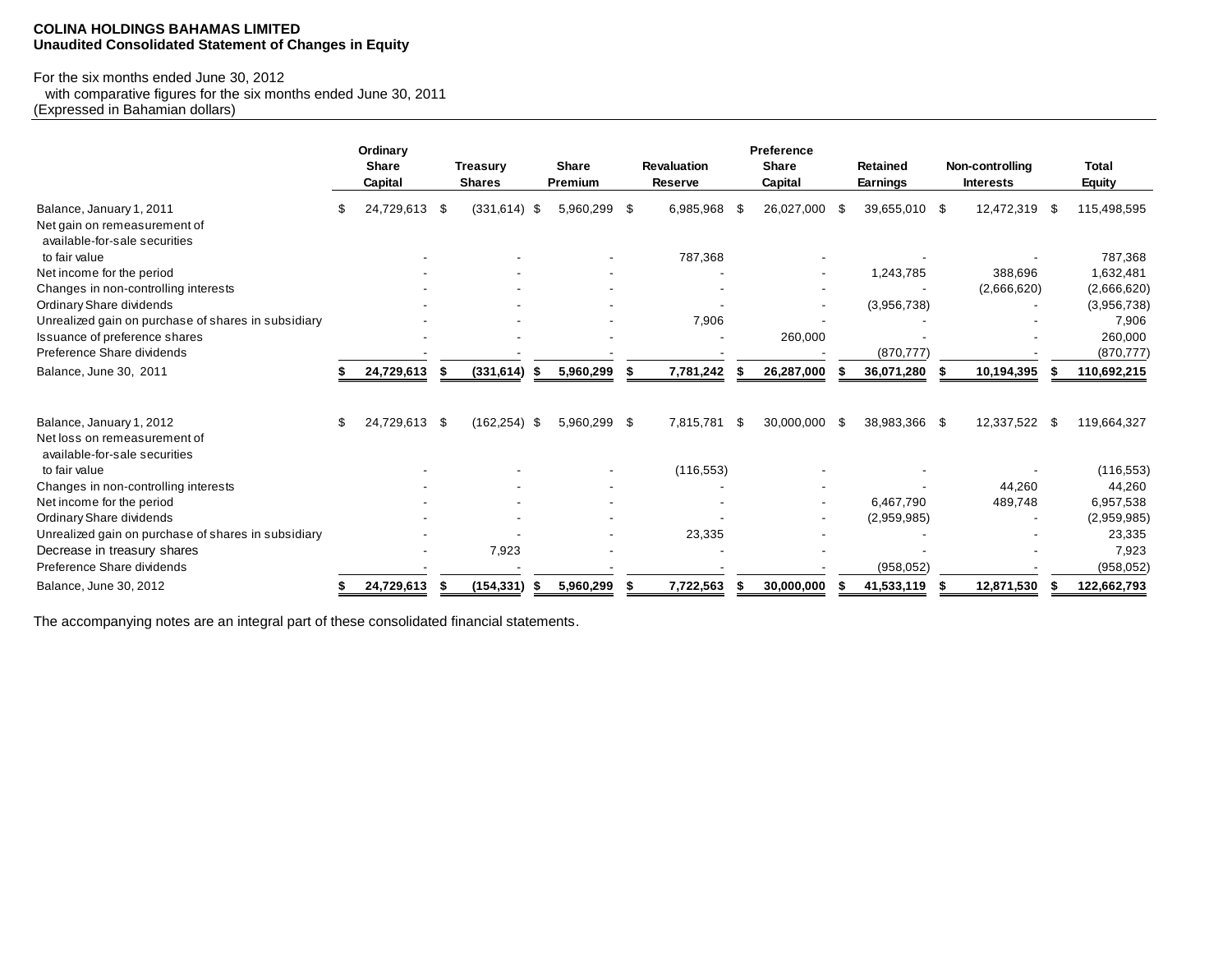**COLINA HOLDINGS BAHAMAS LIMITED**
**Unaudited Consolidated Statement of Changes in Equity**

For the six months ended June 30, 2012
with comparative figures for the six months ended June 30, 2011
(Expressed in Bahamian dollars)

| | Ordinary Share Capital | Treasury Shares | Share Premium | Revaluation Reserve | Preference Share Capital | Retained Earnings | Non-controlling Interests | Total Equity |
|---|---|---|---|---|---|---|---|---|
| Balance, January 1, 2011 | $ 24,729,613 | $ (331,614) | $ 5,960,299 | $ 6,985,968 | $ 26,027,000 | $ 39,655,010 | $ 12,472,319 | $ 115,498,595 |
| Net gain on remeasurement of available-for-sale securities to fair value | - | - | - | 787,368 | - | - | - | 787,368 |
| Net income for the period | - | - | - | - | - | 1,243,785 | 388,696 | 1,632,481 |
| Changes in non-controlling interests | - | - | - | - | - | - | (2,666,620) | (2,666,620) |
| Ordinary Share dividends | - | - | - | - | - | (3,956,738) | - | (3,956,738) |
| Unrealized gain on purchase of shares in subsidiary | - | - | - | 7,906 | - | - | - | 7,906 |
| Issuance of preference shares | - | - | - | - | 260,000 | - | - | 260,000 |
| Preference Share dividends | - | - | - | - | - | (870,777) | - | (870,777) |
| **Balance, June 30, 2011** | **$ 24,729,613** | **$ (331,614)** | **$ 5,960,299** | **$ 7,781,242** | **$ 26,287,000** | **$ 36,071,280** | **$ 10,194,395** | **$ 110,692,215** |
| | | | | | | | | |
| Balance, January 1, 2012 | $ 24,729,613 | $ (162,254) | $ 5,960,299 | $ 7,815,781 | $ 30,000,000 | $ 38,983,366 | $ 12,337,522 | $ 119,664,327 |
| Net loss on remeasurement of available-for-sale securities to fair value | - | - | - | (116,553) | - | - | - | (116,553) |
| Changes in non-controlling interests | - | - | - | - | - | - | 44,260 | 44,260 |
| Net income for the period | - | - | - | - | - | 6,467,790 | 489,748 | 6,957,538 |
| Ordinary Share dividends | - | - | - | - | - | (2,959,985) | - | (2,959,985) |
| Unrealized gain on purchase of shares in subsidiary | - | - | - | 23,335 | - | - | - | 23,335 |
| Decrease in treasury shares | - | 7,923 | - | - | - | - | - | 7,923 |
| Preference Share dividends | - | - | - | - | - | (958,052) | - | (958,052) |
| **Balance, June 30, 2012** | **$ 24,729,613** | **$ (154,331)** | **$ 5,960,299** | **$ 7,722,563** | **$ 30,000,000** | **$ 41,533,119** | **$ 12,871,530** | **$ 122,662,793** |

The accompanying notes are an integral part of these consolidated financial statements.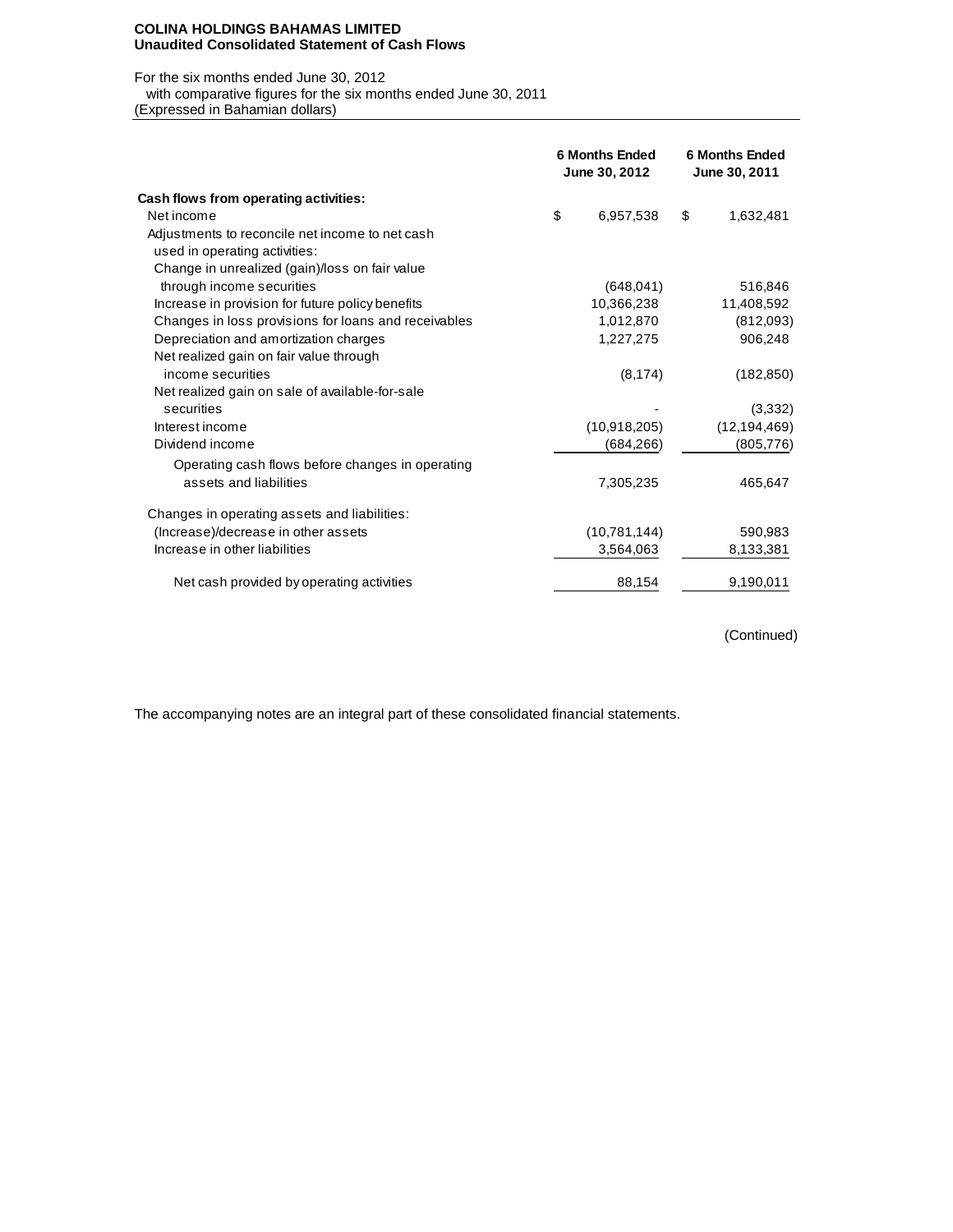**COLINA HOLDINGS BAHAMAS LIMITED**
**Unaudited Consolidated Statement of Cash Flows**

For the six months ended June 30, 2012
with comparative figures for the six months ended June 30, 2011
(Expressed in Bahamian dollars)

| | 6 Months Ended June 30, 2012 | 6 Months Ended June 30, 2011 |
|---|---|---|
| **Cash flows from operating activities:** | | |
| Net income | $ 6,957,538 | $ 1,632,481 |
| Adjustments to reconcile net income to net cash used in operating activities: | | |
| Change in unrealized (gain)/loss on fair value through income securities | (648,041) | 516,846 |
| Increase in provision for future policy benefits | 10,366,238 | 11,408,592 |
| Changes in loss provisions for loans and receivables | 1,012,870 | (812,093) |
| Depreciation and amortization charges | 1,227,275 | 906,248 |
| Net realized gain on fair value through income securities | (8,174) | (182,850) |
| Net realized gain on sale of available-for-sale securities | - | (3,332) |
| Interest income | (10,918,205) | (12,194,469) |
| Dividend income | (684,266) | (805,776) |
| Operating cash flows before changes in operating assets and liabilities | 7,305,235 | 465,647 |
| Changes in operating assets and liabilities: | | |
| (Increase)/decrease in other assets | (10,781,144) | 590,983 |
| Increase in other liabilities | 3,564,063 | 8,133,381 |
| Net cash provided by operating activities | 88,154 | 9,190,011 |

(Continued)

The accompanying notes are an integral part of these consolidated financial statements.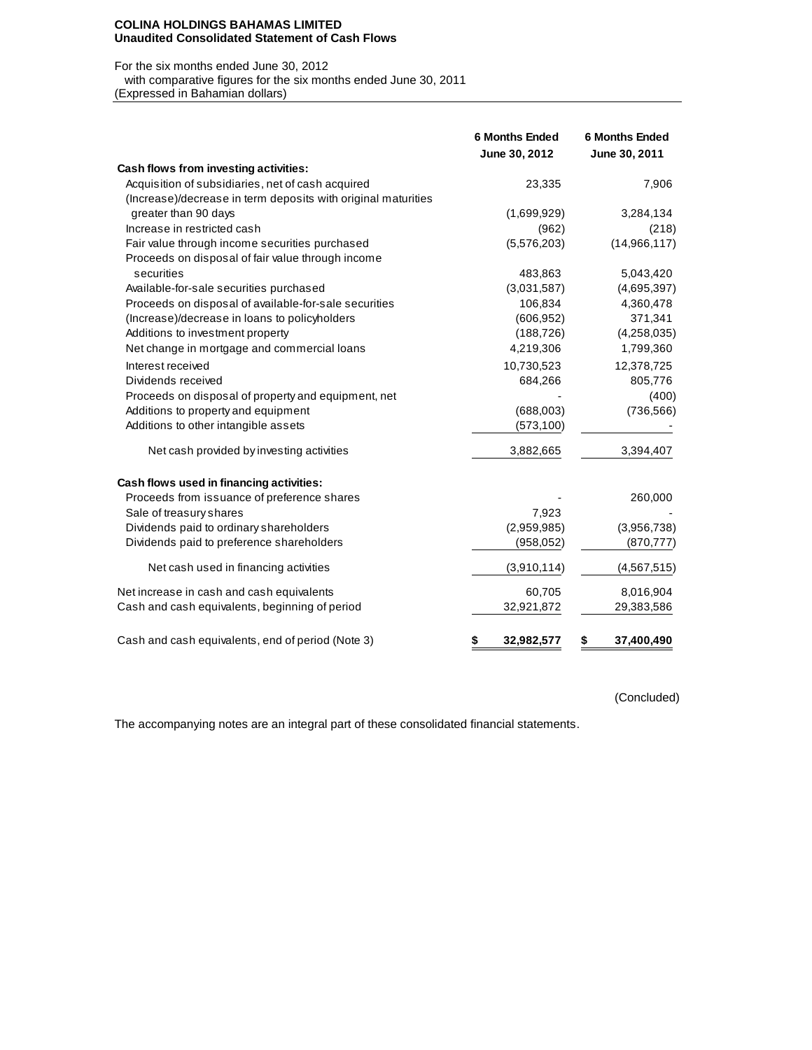**COLINA HOLDINGS BAHAMAS LIMITED**
**Unaudited Consolidated Statement of Cash Flows**

For the six months ended June 30, 2012
with comparative figures for the six months ended June 30, 2011
(Expressed in Bahamian dollars)

| | 6 Months Ended June 30, 2012 | 6 Months Ended June 30, 2011 |
|---|---|---|
| **Cash flows from investing activities:** | | |
| Acquisition of subsidiaries, net of cash acquired | 23,335 | 7,906 |
| (Increase)/decrease in term deposits with original maturities greater than 90 days | (1,699,929) | 3,284,134 |
| Increase in restricted cash | (962) | (218) |
| Fair value through income securities purchased | (5,576,203) | (14,966,117) |
| Proceeds on disposal of fair value through income securities | 483,863 | 5,043,420 |
| Available-for-sale securities purchased | (3,031,587) | (4,695,397) |
| Proceeds on disposal of available-for-sale securities | 106,834 | 4,360,478 |
| (Increase)/decrease in loans to policyholders | (606,952) | 371,341 |
| Additions to investment property | (188,726) | (4,258,035) |
| Net change in mortgage and commercial loans | 4,219,306 | 1,799,360 |
| Interest received | 10,730,523 | 12,378,725 |
| Dividends received | 684,266 | 805,776 |
| Proceeds on disposal of property and equipment, net | - | (400) |
| Additions to property and equipment | (688,003) | (736,566) |
| Additions to other intangible assets | (573,100) | - |
| Net cash provided by investing activities | 3,882,665 | 3,394,407 |
| **Cash flows used in financing activities:** | | |
| Proceeds from issuance of preference shares | - | 260,000 |
| Sale of treasury shares | 7,923 | - |
| Dividends paid to ordinary shareholders | (2,959,985) | (3,956,738) |
| Dividends paid to preference shareholders | (958,052) | (870,777) |
| Net cash used in financing activities | (3,910,114) | (4,567,515) |
| Net increase in cash and cash equivalents | 60,705 | 8,016,904 |
| Cash and cash equivalents, beginning of period | 32,921,872 | 29,383,586 |
| Cash and cash equivalents, end of period (Note 3) | **$ 32,982,577** | **$ 37,400,490** |

(Concluded)

The accompanying notes are an integral part of these consolidated financial statements.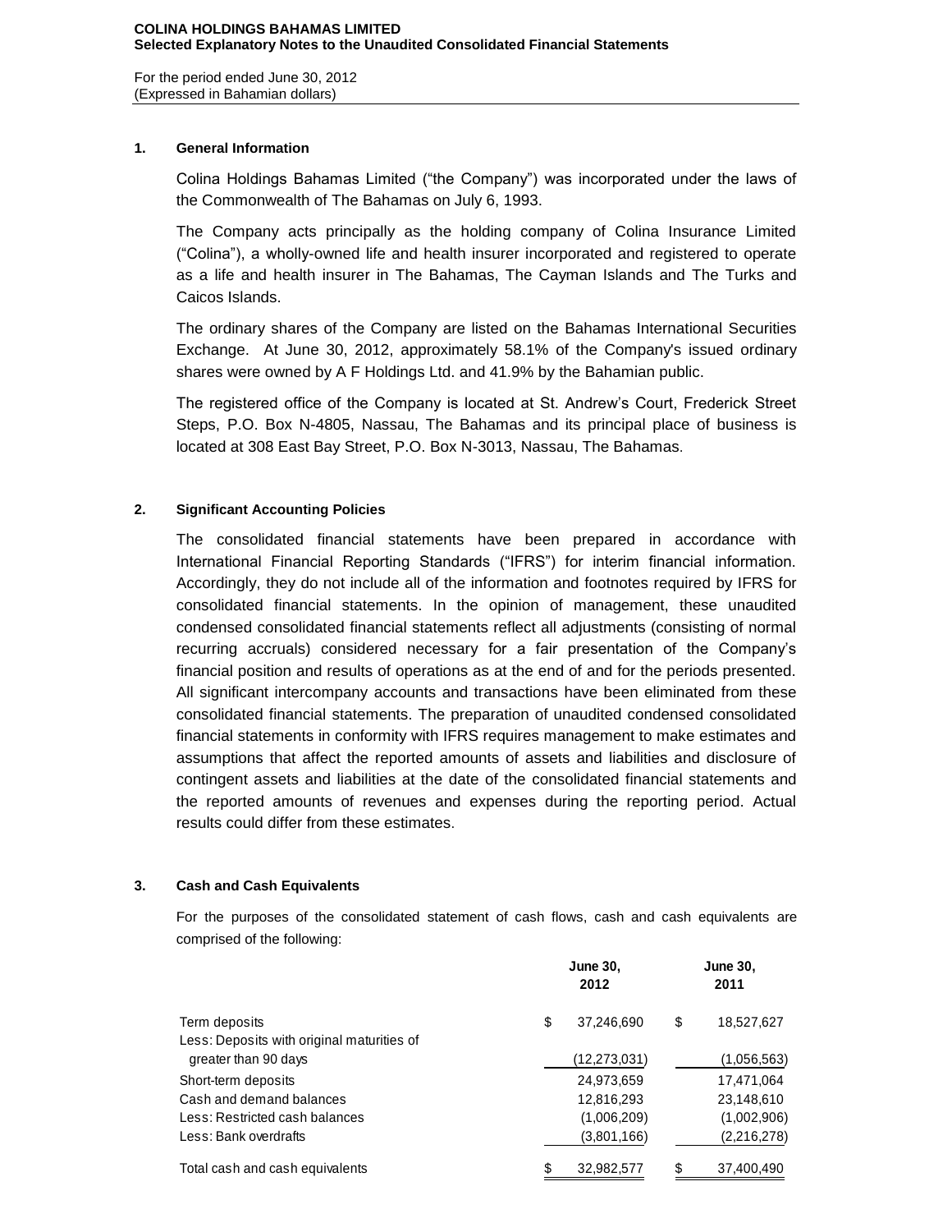**COLINA HOLDINGS BAHAMAS LIMITED**
**Selected Explanatory Notes to the Unaudited Consolidated Financial Statements**

For the period ended June 30, 2012
(Expressed in Bahamian dollars)

## 1. General Information

Colina Holdings Bahamas Limited ("the Company") was incorporated under the laws of the Commonwealth of The Bahamas on July 6, 1993.

The Company acts principally as the holding company of Colina Insurance Limited ("Colina"), a wholly-owned life and health insurer incorporated and registered to operate as a life and health insurer in The Bahamas, The Cayman Islands and The Turks and Caicos Islands.

The ordinary shares of the Company are listed on the Bahamas International Securities Exchange. At June 30, 2012, approximately 58.1% of the Company's issued ordinary shares were owned by A F Holdings Ltd. and 41.9% by the Bahamian public.

The registered office of the Company is located at St. Andrew's Court, Frederick Street Steps, P.O. Box N-4805, Nassau, The Bahamas and its principal place of business is located at 308 East Bay Street, P.O. Box N-3013, Nassau, The Bahamas.

## 2. Significant Accounting Policies

The consolidated financial statements have been prepared in accordance with International Financial Reporting Standards ("IFRS") for interim financial information. Accordingly, they do not include all of the information and footnotes required by IFRS for consolidated financial statements. In the opinion of management, these unaudited condensed consolidated financial statements reflect all adjustments (consisting of normal recurring accruals) considered necessary for a fair presentation of the Company's financial position and results of operations as at the end of and for the periods presented. All significant intercompany accounts and transactions have been eliminated from these consolidated financial statements. The preparation of unaudited condensed consolidated financial statements in conformity with IFRS requires management to make estimates and assumptions that affect the reported amounts of assets and liabilities and disclosure of contingent assets and liabilities at the date of the consolidated financial statements and the reported amounts of revenues and expenses during the reporting period. Actual results could differ from these estimates.

## 3. Cash and Cash Equivalents

For the purposes of the consolidated statement of cash flows, cash and cash equivalents are comprised of the following:

| | June 30, 2012 | June 30, 2011 |
|---|---|---|
| Term deposits | $ 37,246,690 | $ 18,527,627 |
| Less: Deposits with original maturities of greater than 90 days | (12,273,031) | (1,056,563) |
| Short-term deposits | 24,973,659 | 17,471,064 |
| Cash and demand balances | 12,816,293 | 23,148,610 |
| Less: Restricted cash balances | (1,006,209) | (1,002,906) |
| Less: Bank overdrafts | (3,801,166) | (2,216,278) |
| Total cash and cash equivalents | $ 32,982,577 | $ 37,400,490 |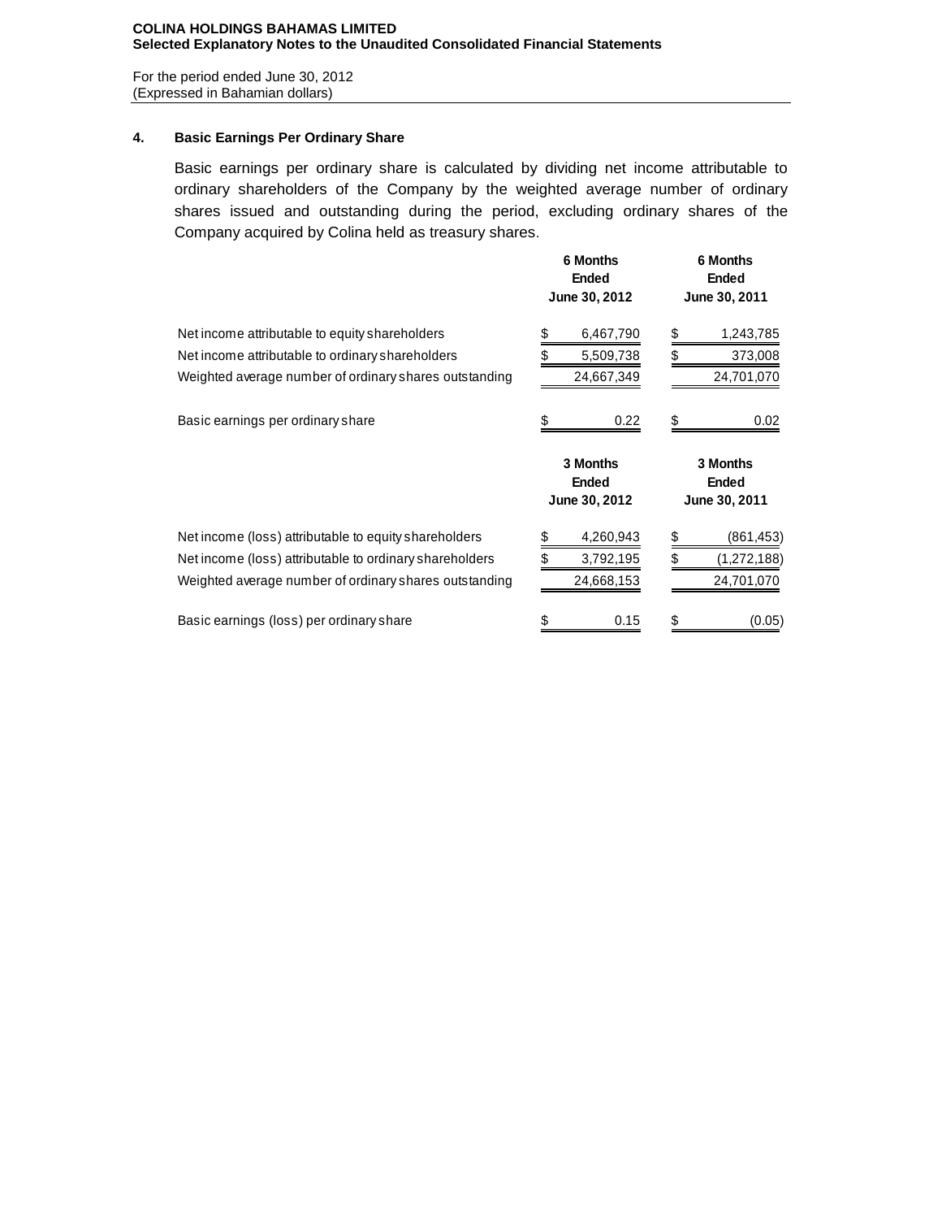COLINA HOLDINGS BAHAMAS LIMITED
**Selected Explanatory Notes to the Unaudited Consolidated Financial Statements**

For the period ended June 30, 2012
(Expressed in Bahamian dollars)

### 4. Basic Earnings Per Ordinary Share

Basic earnings per ordinary share is calculated by dividing net income attributable to ordinary shareholders of the Company by the weighted average number of ordinary shares issued and outstanding during the period, excluding ordinary shares of the Company acquired by Colina held as treasury shares.

| | 6 Months Ended June 30, 2012 | 6 Months Ended June 30, 2011 |
|---|---|---|
| Net income attributable to equity shareholders | $ 6,467,790 | $ 1,243,785 |
| Net income attributable to ordinary shareholders | $ 5,509,738 | $ 373,008 |
| Weighted average number of ordinary shares outstanding | 24,667,349 | 24,701,070 |
| Basic earnings per ordinary share | $ 0.22 | $ 0.02 |

| | 3 Months Ended June 30, 2012 | 3 Months Ended June 30, 2011 |
|---|---|---|
| Net income (loss) attributable to equity shareholders | $ 4,260,943 | $ (861,453) |
| Net income (loss) attributable to ordinary shareholders | $ 3,792,195 | $ (1,272,188) |
| Weighted average number of ordinary shares outstanding | 24,668,153 | 24,701,070 |
| Basic earnings (loss) per ordinary share | $ 0.15 | $ (0.05) |